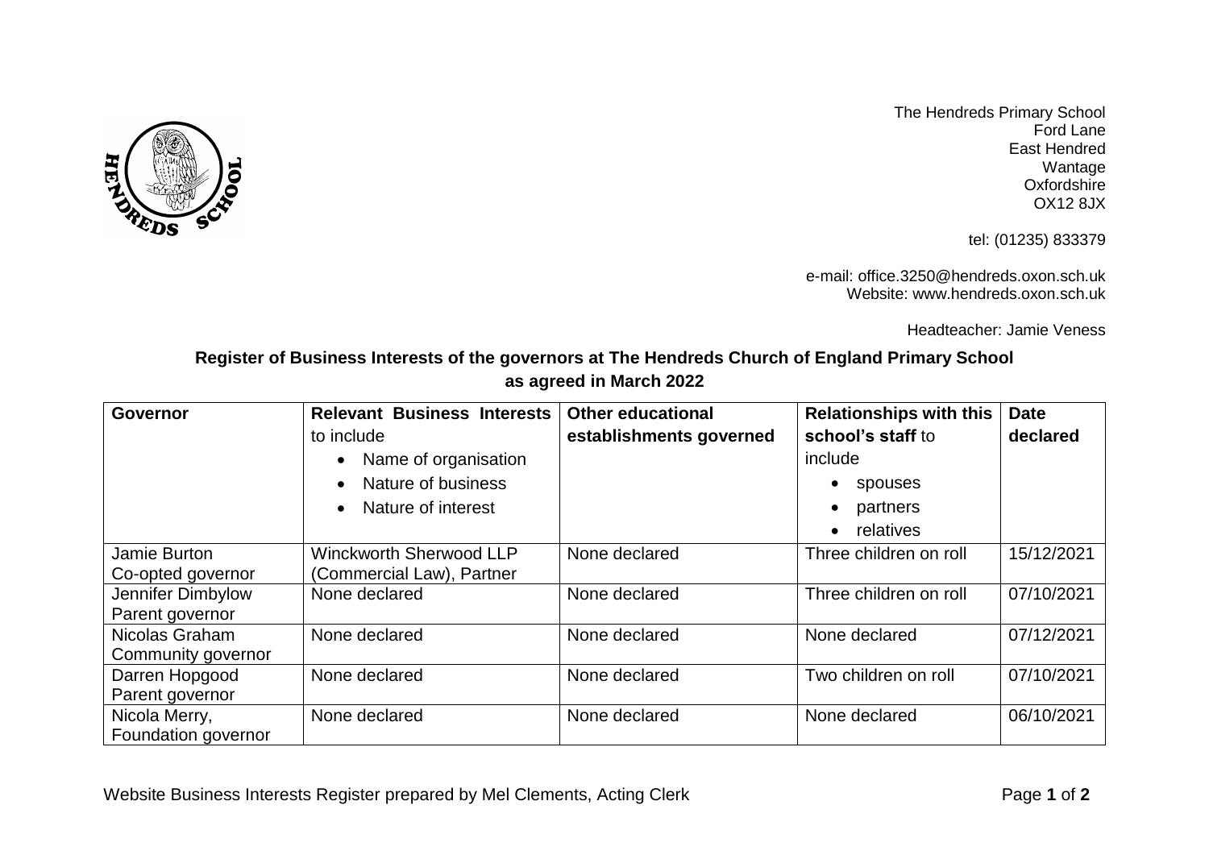The Hendreds Primary School
Ford Lane
East Hendred
Wantage
Oxfordshire
OX12 8JX

tel: (01235) 833379

e-mail: office.3250@hendreds.oxon.sch.uk
Website: www.hendreds.oxon.sch.uk

Headteacher: Jamie Veness

## Register of Business Interests of the governors at The Hendreds Church of England Primary School as agreed in March 2022

| Governor | Relevant Business Interests to include<br>• Name of organisation<br>• Nature of business<br>• Nature of interest | Other educational establishments governed | Relationships with this school's staff to include<br>• spouses<br>• partners<br>• relatives | Date declared |
|---|---|---|---|---|
| Jamie Burton<br>Co-opted governor | Winckworth Sherwood LLP (Commercial Law), Partner | None declared | Three children on roll | 15/12/2021 |
| Jennifer Dimbylow<br>Parent governor | None declared | None declared | Three children on roll | 07/10/2021 |
| Nicolas Graham<br>Community governor | None declared | None declared | None declared | 07/12/2021 |
| Darren Hopgood<br>Parent governor | None declared | None declared | Two children on roll | 07/10/2021 |
| Nicola Merry,<br>Foundation governor | None declared | None declared | None declared | 06/10/2021 |

Website Business Interests Register prepared by Mel Clements, Acting Clerk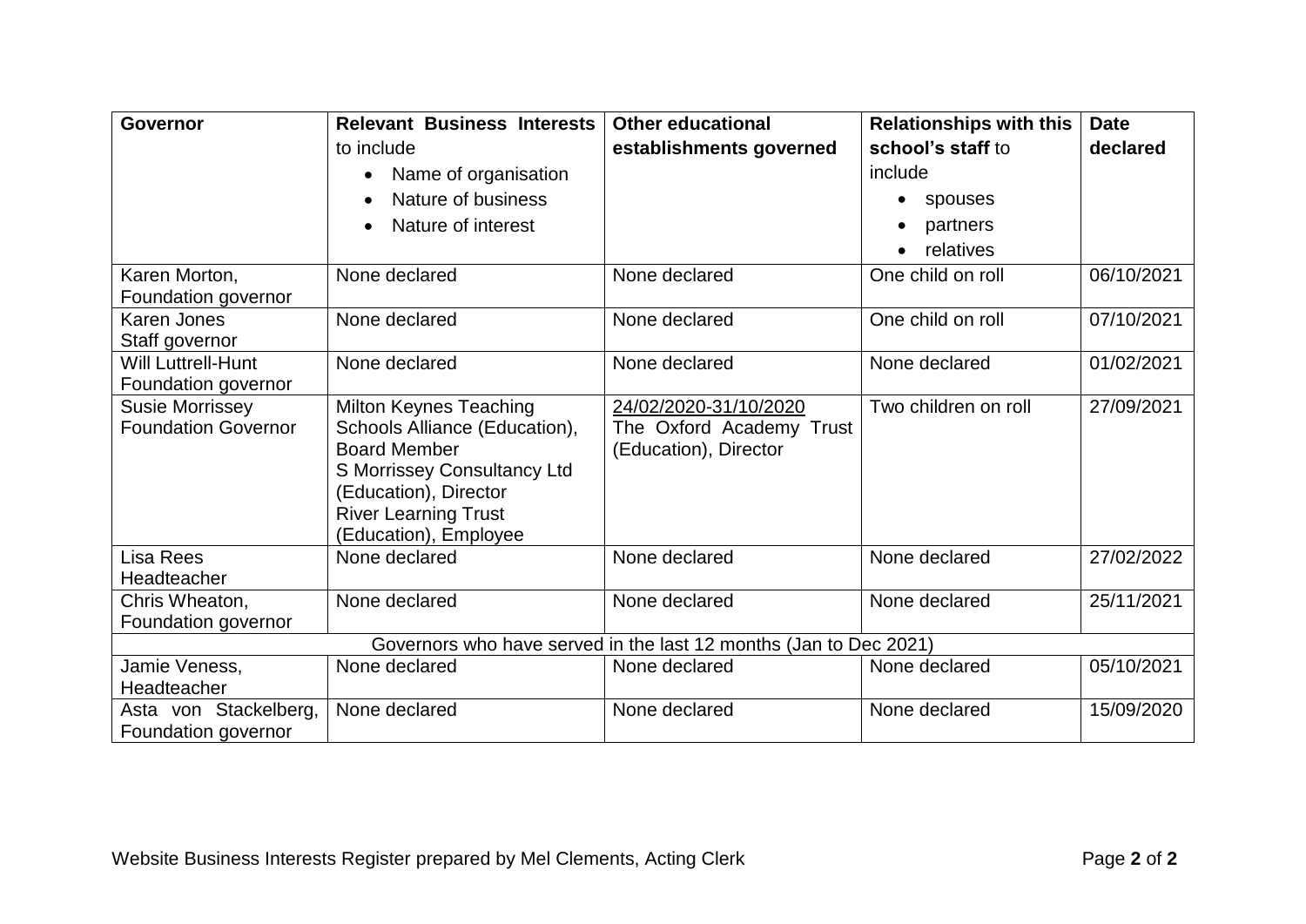| Governor | Relevant Business Interests to include<br>• Name of organisation<br>• Nature of business<br>• Nature of interest | Other educational establishments governed | Relationships with this school's staff to include<br>• spouses<br>• partners<br>• relatives | Date declared |
|---|---|---|---|---|
| Karen Morton, Foundation governor | None declared | None declared | One child on roll | 06/10/2021 |
| Karen Jones Staff governor | None declared | None declared | One child on roll | 07/10/2021 |
| Will Luttrell-Hunt Foundation governor | None declared | None declared | None declared | 01/02/2021 |
| Susie Morrissey Foundation Governor | Milton Keynes Teaching Schools Alliance (Education), Board Member<br>S Morrissey Consultancy Ltd (Education), Director<br>River Learning Trust (Education), Employee | 24/02/2020-31/10/2020 The Oxford Academy Trust (Education), Director | Two children on roll | 27/09/2021 |
| Lisa Rees Headteacher | None declared | None declared | None declared | 27/02/2022 |
| Chris Wheaton, Foundation governor | None declared | None declared | None declared | 25/11/2021 |
| Governors who have served in the last 12 months (Jan to Dec 2021) | | | | |
| Jamie Veness, Headteacher | None declared | None declared | None declared | 05/10/2021 |
| Asta von Stackelberg, Foundation governor | None declared | None declared | None declared | 15/09/2020 |

Website Business Interests Register prepared by Mel Clements, Acting Clerk